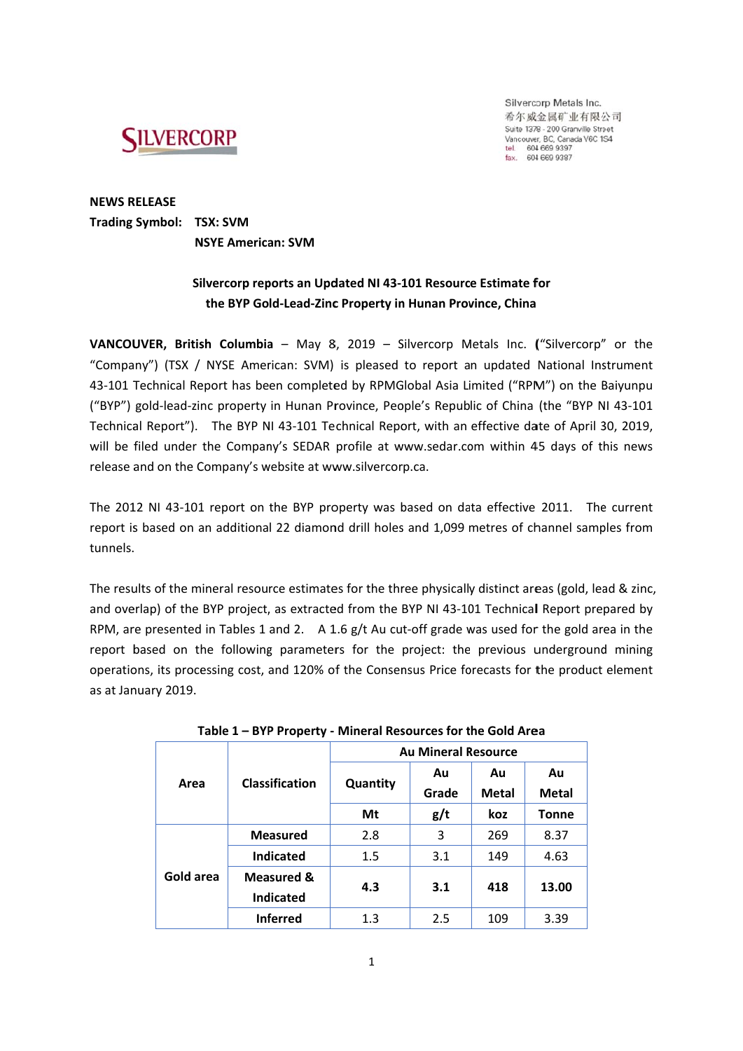Silvercorp Metals Inc.
希尔威金属矿业有限公司
Suite 1378 - 200 Granville Street
Vancouver, BC, Canada V6C 1S4
tel. 604 669 9397
fax. 604 669 9387

**NEWS RELEASE**
**Trading Symbol: TSX: SVM**
**NSYE American: SVM**

## Silvercorp reports an Updated NI 43-101 Resource Estimate for the BYP Gold-Lead-Zinc Property in Hunan Province, China

**VANCOUVER, British Columbia** – May 8, 2019 – Silvercorp Metals Inc. ("Silvercorp" or the "Company") (TSX / NYSE American: SVM) is pleased to report an updated National Instrument 43-101 Technical Report has been completed by RPMGlobal Asia Limited ("RPM") on the Baiyunpu ("BYP") gold-lead-zinc property in Hunan Province, People's Republic of China (the "BYP NI 43-101 Technical Report"). The BYP NI 43-101 Technical Report, with an effective date of April 30, 2019, will be filed under the Company's SEDAR profile at www.sedar.com within 45 days of this news release and on the Company's website at www.silvercorp.ca.

The 2012 NI 43-101 report on the BYP property was based on data effective 2011. The current report is based on an additional 22 diamond drill holes and 1,099 metres of channel samples from tunnels.

The results of the mineral resource estimates for the three physically distinct areas (gold, lead & zinc, and overlap) of the BYP project, as extracted from the BYP NI 43-101 Technical Report prepared by RPM, are presented in Tables 1 and 2. A 1.6 g/t Au cut-off grade was used for the gold area in the report based on the following parameters for the project: the previous underground mining operations, its processing cost, and 120% of the Consensus Price forecasts for the product element as at January 2019.

**Table 1 – BYP Property - Mineral Resources for the Gold Area**

| Area | Classification | Au Mineral Resource | | | |
|---|---|---|---|---|---|
| | | Quantity | Au Grade | Au Metal | Au Metal |
| | | Mt | g/t | koz | Tonne |
| Gold area | Measured | 2.8 | 3 | 269 | 8.37 |
| | Indicated | 1.5 | 3.1 | 149 | 4.63 |
| | **Measured & Indicated** | **4.3** | **3.1** | **418** | **13.00** |
| | Inferred | 1.3 | 2.5 | 109 | 3.39 |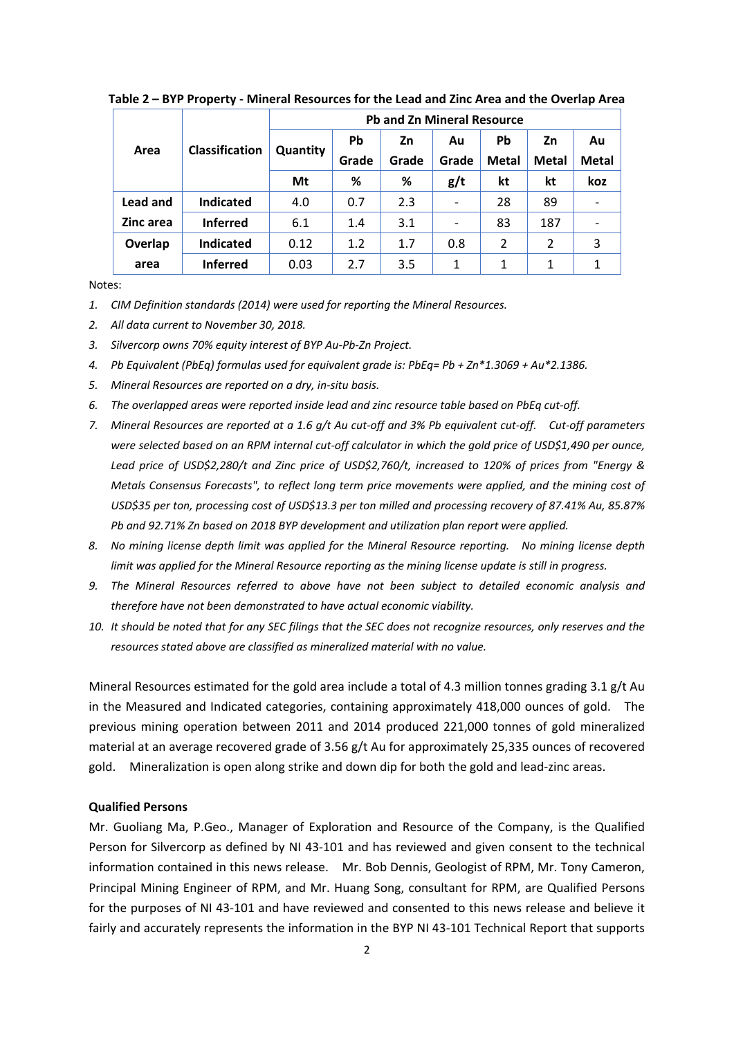**Table 2 – BYP Property - Mineral Resources for the Lead and Zinc Area and the Overlap Area**

| Area | Classification | Pb and Zn Mineral Resource | | | | | | |
|---|---|---|---|---|---|---|---|---|
| | | Quantity | Pb Grade | Zn Grade | Au Grade | Pb Metal | Zn Metal | Au Metal |
| | | Mt | % | % | g/t | kt | kt | koz |
| Lead and Zinc area | Indicated | 4.0 | 0.7 | 2.3 | - | 28 | 89 | - |
| | Inferred | 6.1 | 1.4 | 3.1 | - | 83 | 187 | - |
| Overlap area | Indicated | 0.12 | 1.2 | 1.7 | 0.8 | 2 | 2 | 3 |
| | Inferred | 0.03 | 2.7 | 3.5 | 1 | 1 | 1 | 1 |

Notes:

1. *CIM Definition standards (2014) were used for reporting the Mineral Resources.*
2. *All data current to November 30, 2018.*
3. *Silvercorp owns 70% equity interest of BYP Au-Pb-Zn Project.*
4. *Pb Equivalent (PbEq) formulas used for equivalent grade is: PbEq= Pb + Zn*1.3069 + Au*2.1386.*
5. *Mineral Resources are reported on a dry, in-situ basis.*
6. *The overlapped areas were reported inside lead and zinc resource table based on PbEq cut-off.*
7. *Mineral Resources are reported at a 1.6 g/t Au cut-off and 3% Pb equivalent cut-off. Cut-off parameters were selected based on an RPM internal cut-off calculator in which the gold price of USD$1,490 per ounce, Lead price of USD$2,280/t and Zinc price of USD$2,760/t, increased to 120% of prices from "Energy & Metals Consensus Forecasts", to reflect long term price movements were applied, and the mining cost of USD$35 per ton, processing cost of USD$13.3 per ton milled and processing recovery of 87.41% Au, 85.87% Pb and 92.71% Zn based on 2018 BYP development and utilization plan report were applied.*
8. *No mining license depth limit was applied for the Mineral Resource reporting. No mining license depth limit was applied for the Mineral Resource reporting as the mining license update is still in progress.*
9. *The Mineral Resources referred to above have not been subject to detailed economic analysis and therefore have not been demonstrated to have actual economic viability.*
10. *It should be noted that for any SEC filings that the SEC does not recognize resources, only reserves and the resources stated above are classified as mineralized material with no value.*

Mineral Resources estimated for the gold area include a total of 4.3 million tonnes grading 3.1 g/t Au in the Measured and Indicated categories, containing approximately 418,000 ounces of gold. The previous mining operation between 2011 and 2014 produced 221,000 tonnes of gold mineralized material at an average recovered grade of 3.56 g/t Au for approximately 25,335 ounces of recovered gold. Mineralization is open along strike and down dip for both the gold and lead-zinc areas.

**Qualified Persons**

Mr. Guoliang Ma, P.Geo., Manager of Exploration and Resource of the Company, is the Qualified Person for Silvercorp as defined by NI 43-101 and has reviewed and given consent to the technical information contained in this news release. Mr. Bob Dennis, Geologist of RPM, Mr. Tony Cameron, Principal Mining Engineer of RPM, and Mr. Huang Song, consultant for RPM, are Qualified Persons for the purposes of NI 43-101 and have reviewed and consented to this news release and believe it fairly and accurately represents the information in the BYP NI 43-101 Technical Report that supports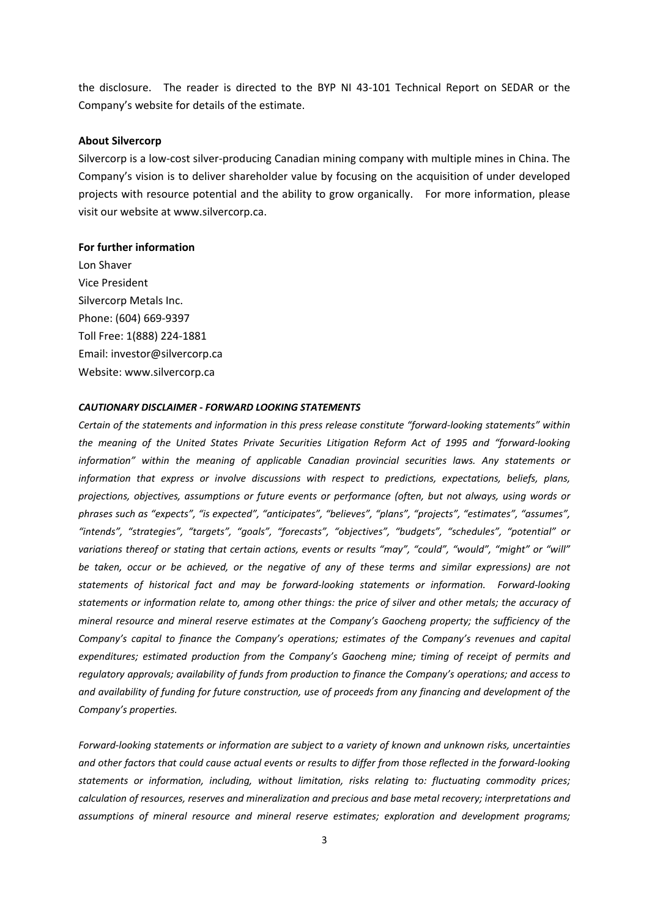the disclosure. The reader is directed to the BYP NI 43-101 Technical Report on SEDAR or the Company's website for details of the estimate.

**About Silvercorp**

Silvercorp is a low-cost silver-producing Canadian mining company with multiple mines in China. The Company's vision is to deliver shareholder value by focusing on the acquisition of under developed projects with resource potential and the ability to grow organically. For more information, please visit our website at www.silvercorp.ca.

**For further information**

Lon Shaver
Vice President
Silvercorp Metals Inc.
Phone: (604) 669-9397
Toll Free: 1(888) 224-1881
Email: investor@silvercorp.ca
Website: www.silvercorp.ca

***CAUTIONARY DISCLAIMER - FORWARD LOOKING STATEMENTS***

*Certain of the statements and information in this press release constitute "forward-looking statements" within the meaning of the United States Private Securities Litigation Reform Act of 1995 and "forward-looking information" within the meaning of applicable Canadian provincial securities laws. Any statements or information that express or involve discussions with respect to predictions, expectations, beliefs, plans, projections, objectives, assumptions or future events or performance (often, but not always, using words or phrases such as "expects", "is expected", "anticipates", "believes", "plans", "projects", "estimates", "assumes", "intends", "strategies", "targets", "goals", "forecasts", "objectives", "budgets", "schedules", "potential" or variations thereof or stating that certain actions, events or results "may", "could", "would", "might" or "will" be taken, occur or be achieved, or the negative of any of these terms and similar expressions) are not statements of historical fact and may be forward-looking statements or information. Forward-looking statements or information relate to, among other things: the price of silver and other metals; the accuracy of mineral resource and mineral reserve estimates at the Company's Gaocheng property; the sufficiency of the Company's capital to finance the Company's operations; estimates of the Company's revenues and capital expenditures; estimated production from the Company's Gaocheng mine; timing of receipt of permits and regulatory approvals; availability of funds from production to finance the Company's operations; and access to and availability of funding for future construction, use of proceeds from any financing and development of the Company's properties.*

*Forward-looking statements or information are subject to a variety of known and unknown risks, uncertainties and other factors that could cause actual events or results to differ from those reflected in the forward-looking statements or information, including, without limitation, risks relating to: fluctuating commodity prices; calculation of resources, reserves and mineralization and precious and base metal recovery; interpretations and assumptions of mineral resource and mineral reserve estimates; exploration and development programs;*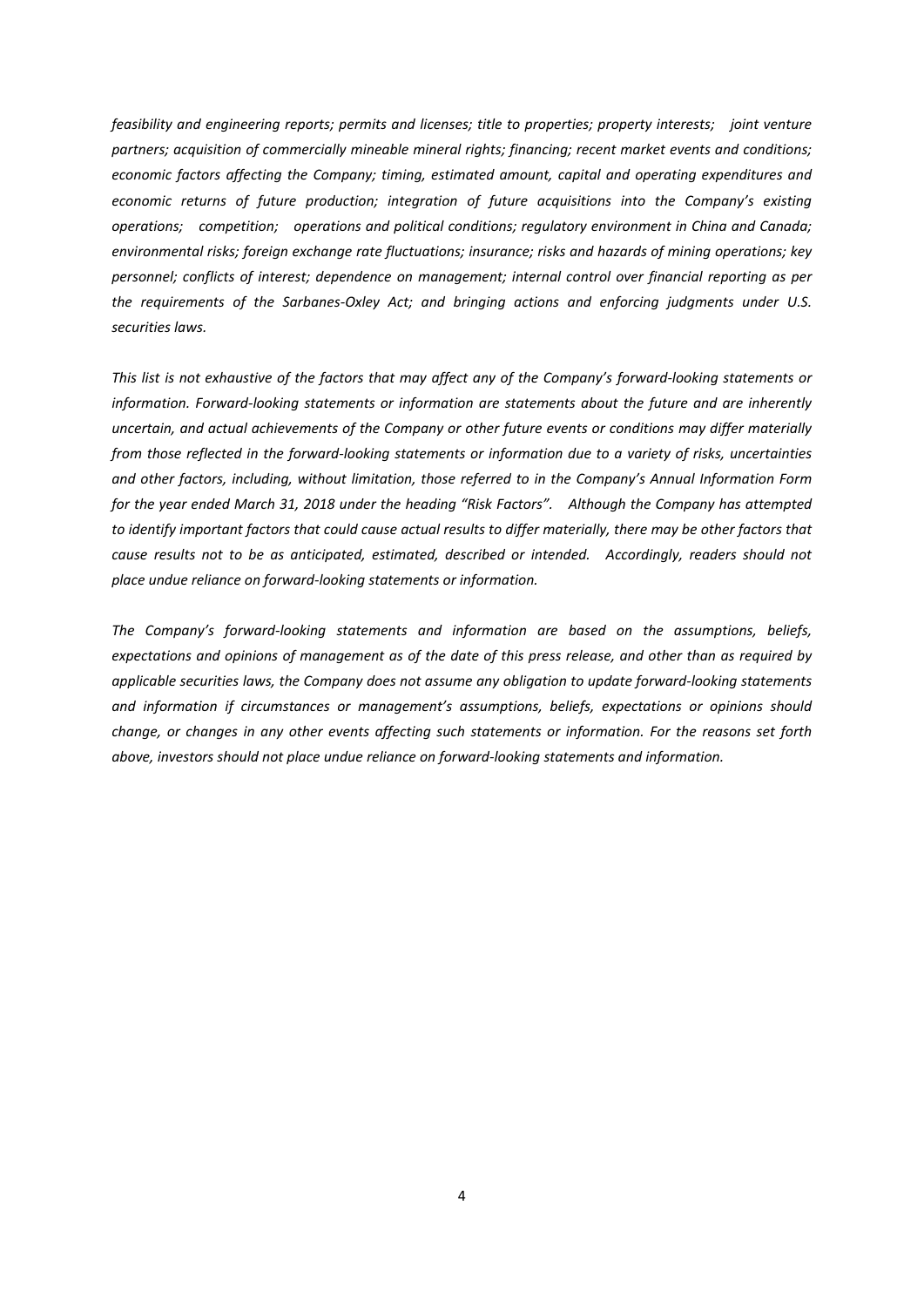*feasibility and engineering reports; permits and licenses; title to properties; property interests; joint venture partners; acquisition of commercially mineable mineral rights; financing; recent market events and conditions; economic factors affecting the Company; timing, estimated amount, capital and operating expenditures and economic returns of future production; integration of future acquisitions into the Company's existing operations; competition; operations and political conditions; regulatory environment in China and Canada; environmental risks; foreign exchange rate fluctuations; insurance; risks and hazards of mining operations; key personnel; conflicts of interest; dependence on management; internal control over financial reporting as per the requirements of the Sarbanes-Oxley Act; and bringing actions and enforcing judgments under U.S. securities laws.*

*This list is not exhaustive of the factors that may affect any of the Company's forward-looking statements or information. Forward-looking statements or information are statements about the future and are inherently uncertain, and actual achievements of the Company or other future events or conditions may differ materially from those reflected in the forward-looking statements or information due to a variety of risks, uncertainties and other factors, including, without limitation, those referred to in the Company's Annual Information Form for the year ended March 31, 2018 under the heading "Risk Factors". Although the Company has attempted to identify important factors that could cause actual results to differ materially, there may be other factors that cause results not to be as anticipated, estimated, described or intended. Accordingly, readers should not place undue reliance on forward-looking statements or information.*

*The Company's forward-looking statements and information are based on the assumptions, beliefs, expectations and opinions of management as of the date of this press release, and other than as required by applicable securities laws, the Company does not assume any obligation to update forward-looking statements and information if circumstances or management's assumptions, beliefs, expectations or opinions should change, or changes in any other events affecting such statements or information. For the reasons set forth above, investors should not place undue reliance on forward-looking statements and information.*